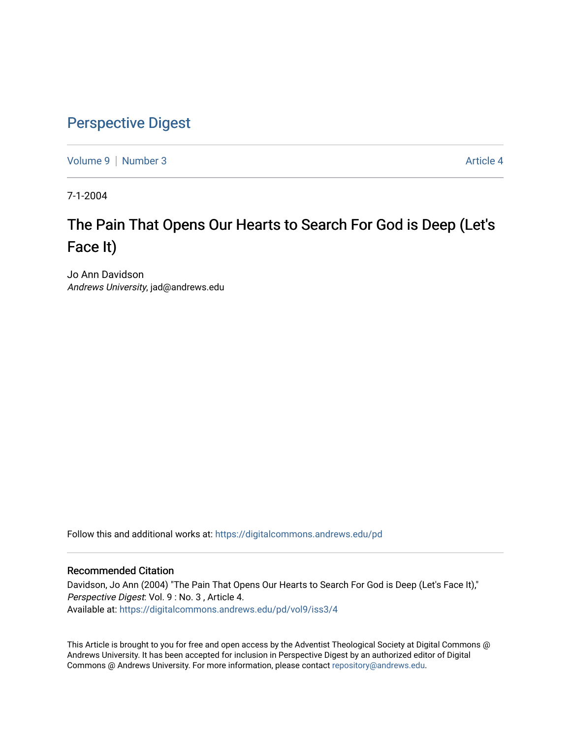# Perspective Digest

Volume 9 | Number 3 Article 4

7-1-2004

## The Pain That Opens Our Hearts to Search For God is Deep (Let's Face It)

Jo Ann Davidson
*Andrews University*, jad@andrews.edu

Follow this and additional works at: https://digitalcommons.andrews.edu/pd

### Recommended Citation

Davidson, Jo Ann (2004) "The Pain That Opens Our Hearts to Search For God is Deep (Let's Face It)," *Perspective Digest*: Vol. 9 : No. 3 , Article 4.
Available at: https://digitalcommons.andrews.edu/pd/vol9/iss3/4

This Article is brought to you for free and open access by the Adventist Theological Society at Digital Commons @ Andrews University. It has been accepted for inclusion in Perspective Digest by an authorized editor of Digital Commons @ Andrews University. For more information, please contact repository@andrews.edu.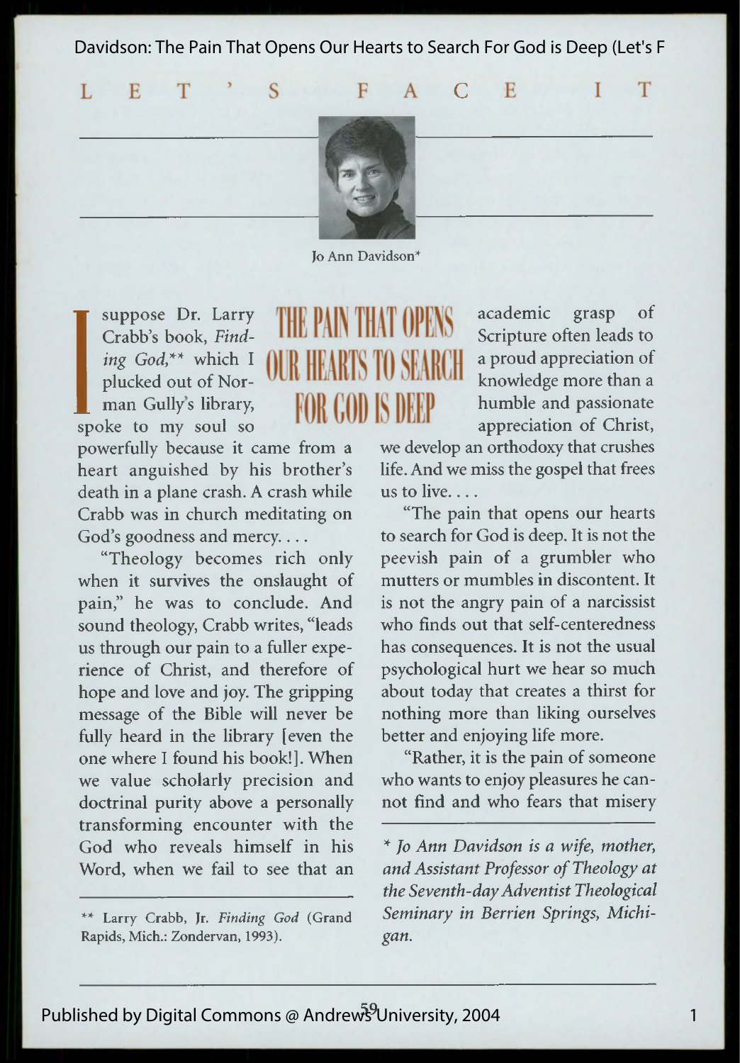# LET'S FACE IT

Jo Ann Davidson*

# THE PAIN THAT OPENS OUR HEARTS TO SEARCH FOR GOD IS DEEP

I suppose Dr. Larry Crabb's book, *Finding God*,** which I plucked out of Norman Gully's library, spoke to my soul so powerfully because it came from a heart anguished by his brother's death in a plane crash. A crash while Crabb was in church meditating on God's goodness and mercy. . . .

"Theology becomes rich only when it survives the onslaught of pain," he was to conclude. And sound theology, Crabb writes, "leads us through our pain to a fuller experience of Christ, and therefore of hope and love and joy. The gripping message of the Bible will never be fully heard in the library [even the one where I found his book!]. When we value scholarly precision and doctrinal purity above a personally transforming encounter with the God who reveals himself in his Word, when we fail to see that an academic grasp of Scripture often leads to a proud appreciation of knowledge more than a humble and passionate appreciation of Christ, we develop an orthodoxy that crushes life. And we miss the gospel that frees us to live. . . .

"The pain that opens our hearts to search for God is deep. It is not the peevish pain of a grumbler who mutters or mumbles in discontent. It is not the angry pain of a narcissist who finds out that self-centeredness has consequences. It is not the usual psychological hurt we hear so much about today that creates a thirst for nothing more than liking ourselves better and enjoying life more.

"Rather, it is the pain of someone who wants to enjoy pleasures he cannot find and who fears that misery

---

** Larry Crabb, Jr. *Finding God* (Grand Rapids, Mich.: Zondervan, 1993).

* *Jo Ann Davidson is a wife, mother, and Assistant Professor of Theology at the Seventh-day Adventist Theological Seminary in Berrien Springs, Michigan.*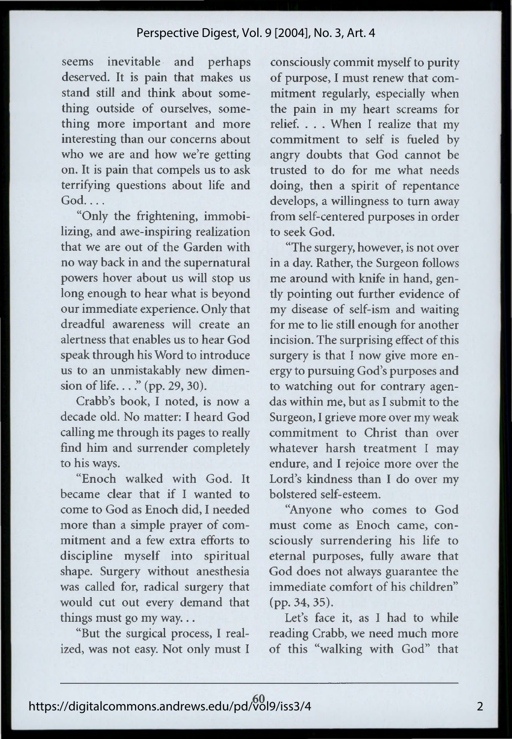seems inevitable and perhaps deserved. It is pain that makes us stand still and think about something outside of ourselves, something more important and more interesting than our concerns about who we are and how we're getting on. It is pain that compels us to ask terrifying questions about life and God. . . .

"Only the frightening, immobilizing, and awe-inspiring realization that we are out of the Garden with no way back in and the supernatural powers hover about us will stop us long enough to hear what is beyond our immediate experience. Only that dreadful awareness will create an alertness that enables us to hear God speak through his Word to introduce us to an unmistakably new dimension of life. . . ." (pp. 29, 30).

Crabb's book, I noted, is now a decade old. No matter: I heard God calling me through its pages to really find him and surrender completely to his ways.

"Enoch walked with God. It became clear that if I wanted to come to God as Enoch did, I needed more than a simple prayer of commitment and a few extra efforts to discipline myself into spiritual shape. Surgery without anesthesia was called for, radical surgery that would cut out every demand that things must go my way. . .

"But the surgical process, I realized, was not easy. Not only must I consciously commit myself to purity of purpose, I must renew that commitment regularly, especially when the pain in my heart screams for relief. . . . When I realize that my commitment to self is fueled by angry doubts that God cannot be trusted to do for me what needs doing, then a spirit of repentance develops, a willingness to turn away from self-centered purposes in order to seek God.

"The surgery, however, is not over in a day. Rather, the Surgeon follows me around with knife in hand, gently pointing out further evidence of my disease of self-ism and waiting for me to lie still enough for another incision. The surprising effect of this surgery is that I now give more energy to pursuing God's purposes and to watching out for contrary agendas within me, but as I submit to the Surgeon, I grieve more over my weak commitment to Christ than over whatever harsh treatment I may endure, and I rejoice more over the Lord's kindness than I do over my bolstered self-esteem.

"Anyone who comes to God must come as Enoch came, consciously surrendering his life to eternal purposes, fully aware that God does not always guarantee the immediate comfort of his children" (pp. 34, 35).

Let's face it, as I had to while reading Crabb, we need much more of this "walking with God" that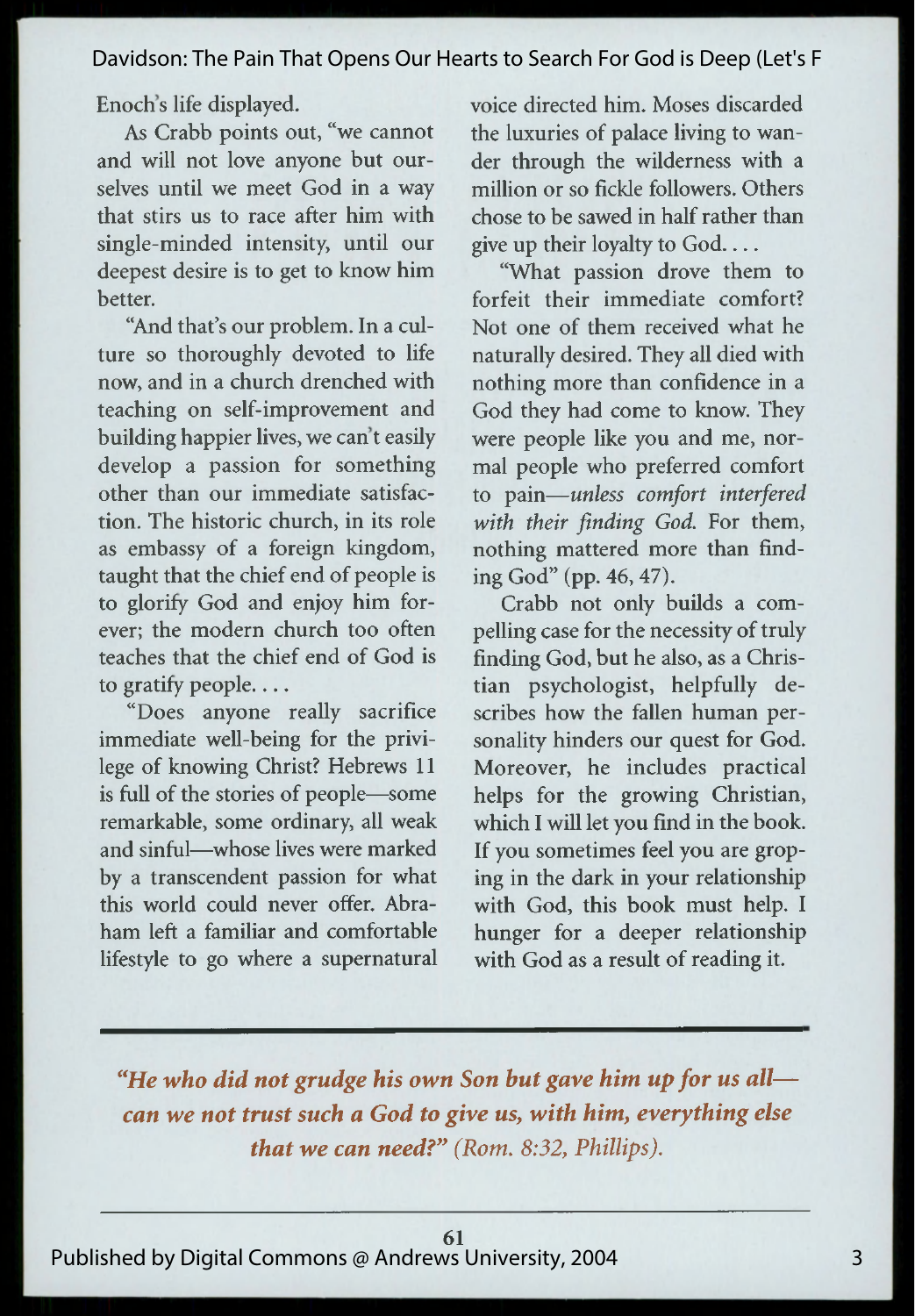Enoch's life displayed.

As Crabb points out, "we cannot and will not love anyone but ourselves until we meet God in a way that stirs us to race after him with single-minded intensity, until our deepest desire is to get to know him better.

"And that's our problem. In a culture so thoroughly devoted to life now, and in a church drenched with teaching on self-improvement and building happier lives, we can't easily develop a passion for something other than our immediate satisfaction. The historic church, in its role as embassy of a foreign kingdom, taught that the chief end of people is to glorify God and enjoy him forever; the modern church too often teaches that the chief end of God is to gratify people....

"Does anyone really sacrifice immediate well-being for the privilege of knowing Christ? Hebrews 11 is full of the stories of people—some remarkable, some ordinary, all weak and sinful—whose lives were marked by a transcendent passion for what this world could never offer. Abraham left a familiar and comfortable lifestyle to go where a supernatural voice directed him. Moses discarded the luxuries of palace living to wander through the wilderness with a million or so fickle followers. Others chose to be sawed in half rather than give up their loyalty to God....

"What passion drove them to forfeit their immediate comfort? Not one of them received what he naturally desired. They all died with nothing more than confidence in a God they had come to know. They were people like you and me, normal people who preferred comfort to pain—*unless comfort interfered with their finding God.* For them, nothing mattered more than finding God" (pp. 46, 47).

Crabb not only builds a compelling case for the necessity of truly finding God, but he also, as a Christian psychologist, helpfully describes how the fallen human personality hinders our quest for God. Moreover, he includes practical helps for the growing Christian, which I will let you find in the book. If you sometimes feel you are groping in the dark in your relationship with God, this book must help. I hunger for a deeper relationship with God as a result of reading it.

---

***"He who did not grudge his own Son but gave him up for us all—can we not trust such a God to give us, with him, everything else that we can need?"** (Rom. 8:32, Phillips).*